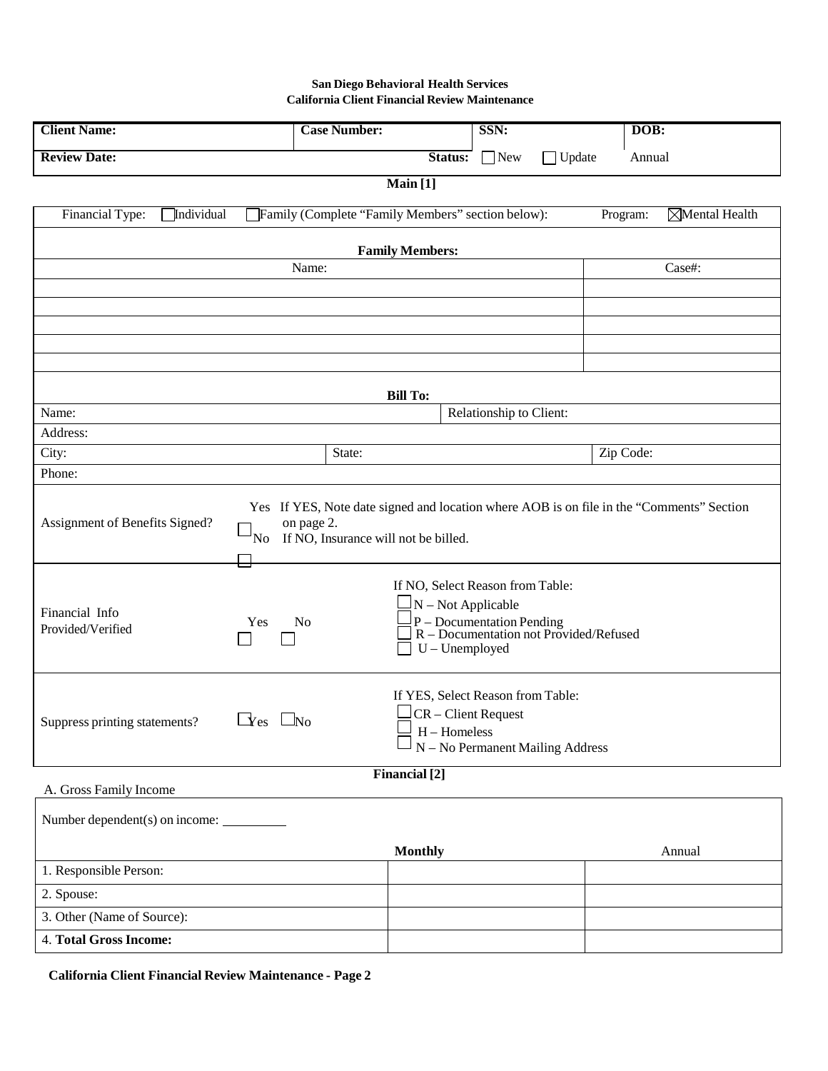**San Diego Behavioral Health Services**
**California Client Financial Review Maintenance**

| **Client Name:** | **Case Number:** | **SSN:** | **DOB:** |
|---|---|---|---|
| **Review Date:** | **Status:** ☐ New ☐ Update Annual | | |

**Main [1]**

Financial Type: ☐ Individual ☐ Family (Complete "Family Members" section below): Program: ☒ Mental Health

**Family Members:**

| Name: | Case#: |
|---|---|
| | |
| | |
| | |
| | |
| | |

**Bill To:**

| Name: | Relationship to Client: | |
|---|---|---|
| Address: | | |
| City: | State: | Zip Code: |
| Phone: | | |

Assignment of Benefits Signed? ☐ Yes If YES, Note date signed and location where AOB is on file in the "Comments" Section on page 2. ☐ No If NO, Insurance will not be billed.

Financial Info Provided/Verified Yes ☐ No ☐

If NO, Select Reason from Table:
- ☐ N – Not Applicable
- ☐ P – Documentation Pending
- ☐ R – Documentation not Provided/Refused
- ☐ U – Unemployed

Suppress printing statements? ☐ Yes ☐ No

If YES, Select Reason from Table:
- ☐ CR – Client Request
- ☐ H – Homeless
- ☐ N – No Permanent Mailing Address

**Financial [2]**

A. Gross Family Income

Number dependent(s) on income: _________

| | **Monthly** | Annual |
|---|---|---|
| 1. Responsible Person: | | |
| 2. Spouse: | | |
| 3. Other (Name of Source): | | |
| 4. **Total Gross Income:** | | |

**California Client Financial Review Maintenance - Page 2**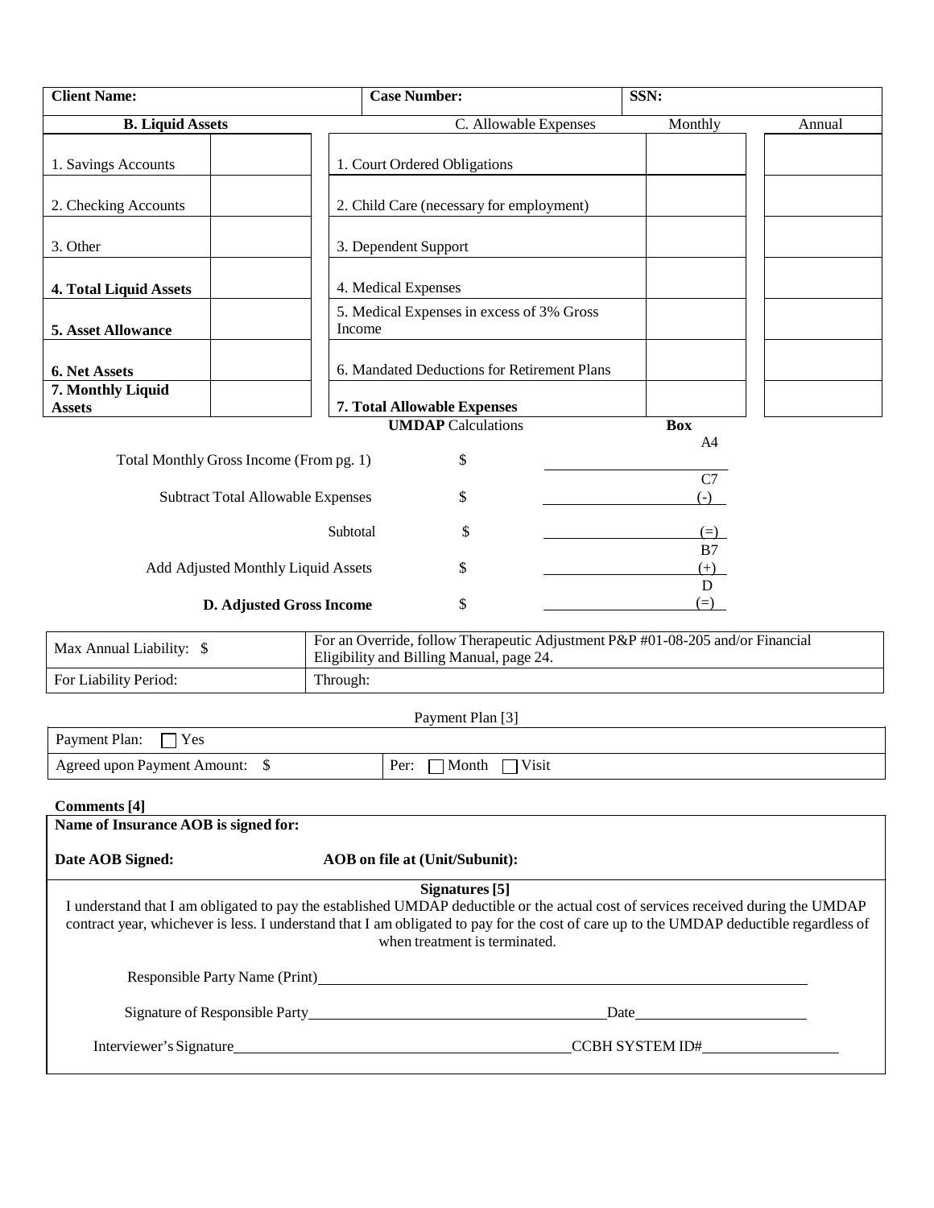| Client Name: | Case Number: | SSN: |
|---|---|---|

| B. Liquid Assets | | C. Allowable Expenses | Monthly | Annual |
|---|---|---|---|---|
| 1. Savings Accounts | | 1. Court Ordered Obligations | | |
| 2. Checking Accounts | | 2. Child Care (necessary for employment) | | |
| 3. Other | | 3. Dependent Support | | |
| **4. Total Liquid Assets** | | 4. Medical Expenses | | |
| **5. Asset Allowance** | | 5. Medical Expenses in excess of 3% Gross Income | | |
| **6. Net Assets** | | 6. Mandated Deductions for Retirement Plans | | |
| **7. Monthly Liquid Assets** | | **7. Total Allowable Expenses** | | |

| **UMDAP** Calculations | | | **Box** |
|---|---|---|---|
| Total Monthly Gross Income (From pg. 1) | $ | | A4 |
| Subtract Total Allowable Expenses | $ | | C7 (-) |
| Subtotal | $ | | (=) |
| Add Adjusted Monthly Liquid Assets | $ | | B7 (+) |
| **D. Adjusted Gross Income** | $ | | D (=) |

| Max Annual Liability: $ | For an Override, follow Therapeutic Adjustment P&P #01-08-205 and/or Financial Eligibility and Billing Manual, page 24. |
|---|---|
| For Liability Period: | Through: |

Payment Plan [3]

| Payment Plan: ☐ Yes | |
|---|---|
| Agreed upon Payment Amount: $ | Per: ☐ Month ☐ Visit |

**Comments [4]**

**Name of Insurance AOB is signed for:**

**Date AOB Signed:** **AOB on file at (Unit/Subunit):**

**Signatures [5]**

I understand that I am obligated to pay the established UMDAP deductible or the actual cost of services received during the UMDAP contract year, whichever is less. I understand that I am obligated to pay for the cost of care up to the UMDAP deductible regardless of when treatment is terminated.

Responsible Party Name (Print)\_\_\_\_\_\_\_\_\_\_\_\_\_\_\_\_\_\_\_\_\_\_\_\_\_\_\_\_\_\_

Signature of Responsible Party\_\_\_\_\_\_\_\_\_\_\_\_\_\_\_\_\_\_\_\_ Date\_\_\_\_\_\_\_\_\_\_\_\_

Interviewer's Signature\_\_\_\_\_\_\_\_\_\_\_\_\_\_\_\_\_\_\_\_\_\_ CCBH SYSTEM ID#\_\_\_\_\_\_\_\_\_\_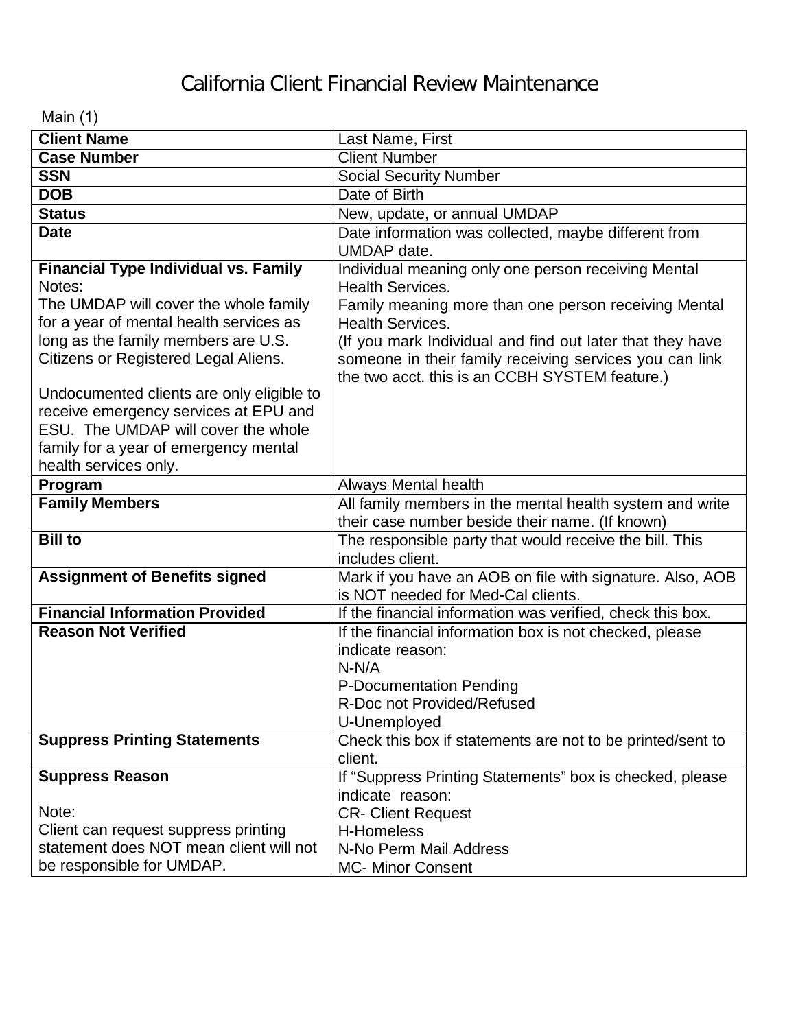# California Client Financial Review Maintenance

Main (1)

| **Client Name** | Last Name, First |
|---|---|
| **Case Number** | Client Number |
| **SSN** | Social Security Number |
| **DOB** | Date of Birth |
| **Status** | New, update, or annual UMDAP |
| **Date** | Date information was collected, maybe different from UMDAP date. |
| **Financial Type Individual vs. Family**<br>Notes:<br>The UMDAP will cover the whole family for a year of mental health services as long as the family members are U.S. Citizens or Registered Legal Aliens.<br><br>Undocumented clients are only eligible to receive emergency services at EPU and ESU. The UMDAP will cover the whole family for a year of emergency mental health services only. | Individual meaning only one person receiving Mental Health Services.<br>Family meaning more than one person receiving Mental Health Services.<br>(If you mark Individual and find out later that they have someone in their family receiving services you can link the two acct. this is an CCBH SYSTEM feature.) |
| **Program** | Always Mental health |
| **Family Members** | All family members in the mental health system and write their case number beside their name. (If known) |
| **Bill to** | The responsible party that would receive the bill. This includes client. |
| **Assignment of Benefits signed** | Mark if you have an AOB on file with signature. Also, AOB is NOT needed for Med-Cal clients. |
| **Financial Information Provided** | If the financial information was verified, check this box. |
| **Reason Not Verified** | If the financial information box is not checked, please indicate reason:<br>N-N/A<br>P-Documentation Pending<br>R-Doc not Provided/Refused<br>U-Unemployed |
| **Suppress Printing Statements** | Check this box if statements are not to be printed/sent to client. |
| **Suppress Reason**<br><br>Note:<br>Client can request suppress printing statement does NOT mean client will not be responsible for UMDAP. | If "Suppress Printing Statements" box is checked, please indicate reason:<br>CR- Client Request<br>H-Homeless<br>N-No Perm Mail Address<br>MC- Minor Consent |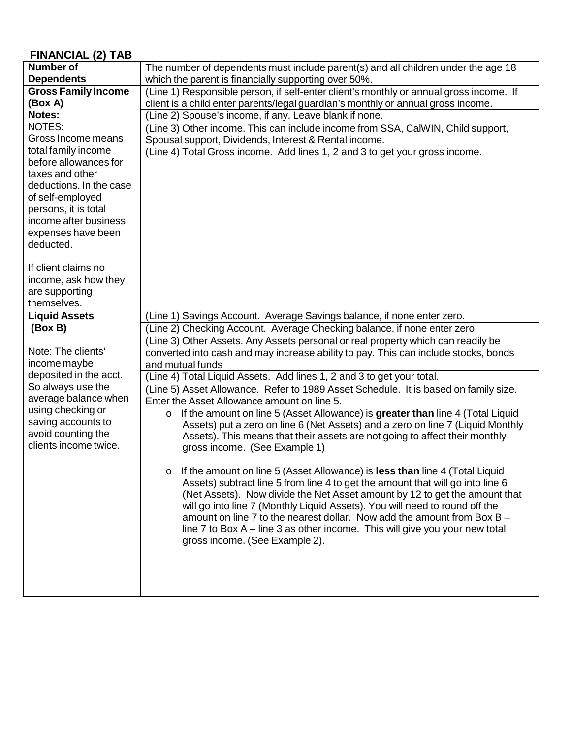## FINANCIAL (2) TAB

| | |
|---|---|
| **Number of Dependents** | The number of dependents must include parent(s) and all children under the age 18 which the parent is financially supporting over 50%. |
| **Gross Family Income (Box A)**<br>**Notes:**<br>NOTES:<br>Gross Income means total family income before allowances for taxes and other deductions. In the case of self-employed persons, it is total income after business expenses have been deducted.<br><br>If client claims no income, ask how they are supporting themselves. | (Line 1) Responsible person, if self-enter client's monthly or annual gross income. If client is a child enter parents/legal guardian's monthly or annual gross income.<br>(Line 2) Spouse's income, if any. Leave blank if none.<br>(Line 3) Other income. This can include income from SSA, CalWIN, Child support, Spousal support, Dividends, Interest & Rental income.<br>(Line 4) Total Gross income. Add lines 1, 2 and 3 to get your gross income. |
| **Liquid Assets (Box B)**<br><br>Note: The clients' income maybe deposited in the acct. So always use the average balance when using checking or saving accounts to avoid counting the clients income twice. | (Line 1) Savings Account. Average Savings balance, if none enter zero.<br>(Line 2) Checking Account. Average Checking balance, if none enter zero.<br>(Line 3) Other Assets. Any Assets personal or real property which can readily be converted into cash and may increase ability to pay. This can include stocks, bonds and mutual funds<br>(Line 4) Total Liquid Assets. Add lines 1, 2 and 3 to get your total.<br>(Line 5) Asset Allowance. Refer to 1989 Asset Schedule. It is based on family size. Enter the Asset Allowance amount on line 5.<br>o If the amount on line 5 (Asset Allowance) is **greater than** line 4 (Total Liquid Assets) put a zero on line 6 (Net Assets) and a zero on line 7 (Liquid Monthly Assets). This means that their assets are not going to affect their monthly gross income. (See Example 1)<br><br>o If the amount on line 5 (Asset Allowance) is **less than** line 4 (Total Liquid Assets) subtract line 5 from line 4 to get the amount that will go into line 6 (Net Assets). Now divide the Net Asset amount by 12 to get the amount that will go into line 7 (Monthly Liquid Assets). You will need to round off the amount on line 7 to the nearest dollar. Now add the amount from Box B – line 7 to Box A – line 3 as other income. This will give you your new total gross income. (See Example 2). |